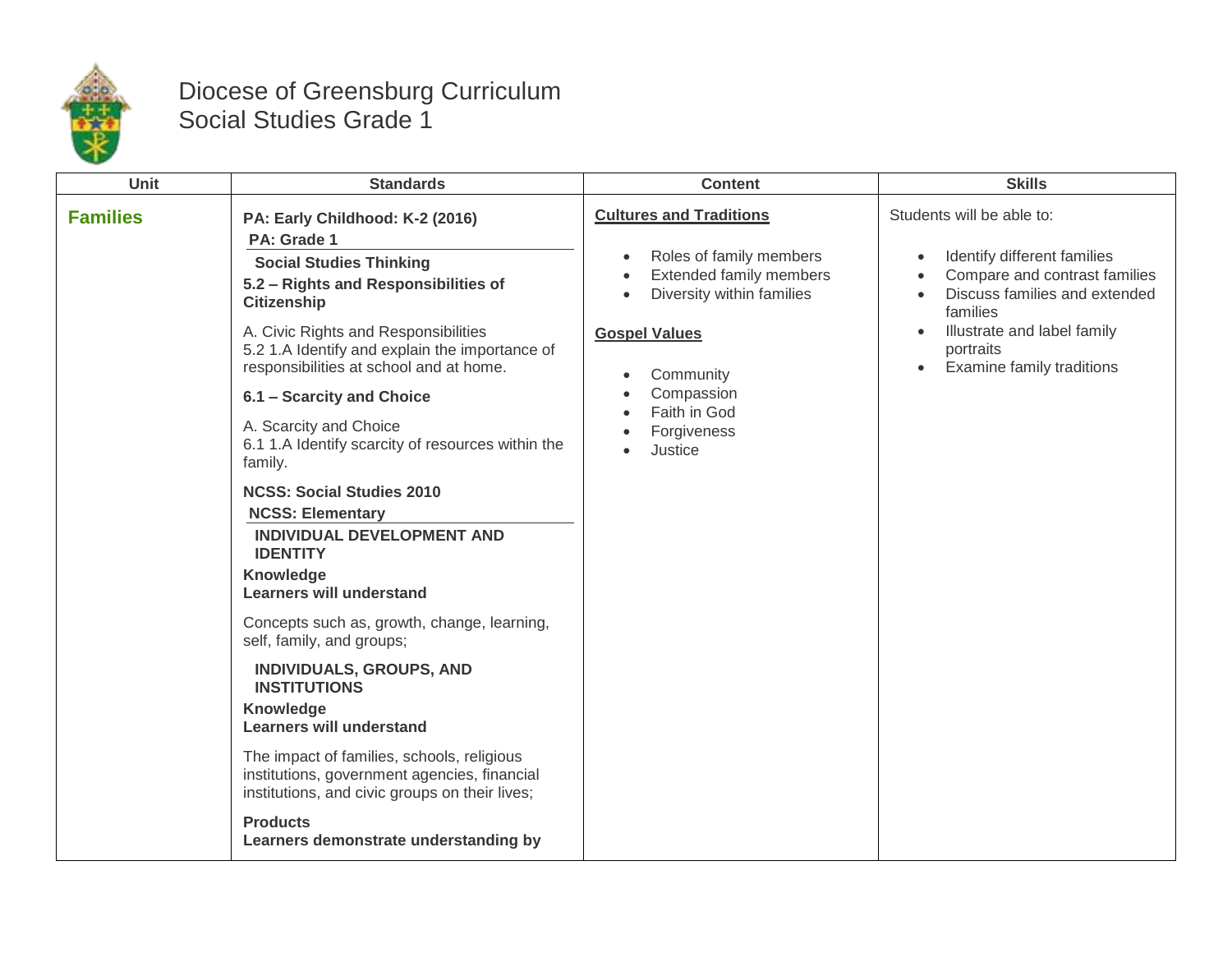# Diocese of Greensburg Curriculum
## Social Studies Grade 1

| Unit | Standards | Content | Skills |
|---|---|---|---|
| **Families** | **PA: Early Childhood: K-2 (2016)**<br>**PA: Grade 1**<br>**Social Studies Thinking**<br>**5.2 – Rights and Responsibilities of Citizenship**<br>A. Civic Rights and Responsibilities<br>5.2 1.A Identify and explain the importance of responsibilities at school and at home.<br>**6.1 – Scarcity and Choice**<br>A. Scarcity and Choice<br>6.1 1.A Identify scarcity of resources within the family.<br>**NCSS: Social Studies 2010**<br>**NCSS: Elementary**<br>**INDIVIDUAL DEVELOPMENT AND IDENTITY**<br>**Knowledge**<br>**Learners will understand**<br>Concepts such as, growth, change, learning, self, family, and groups;<br>**INDIVIDUALS, GROUPS, AND INSTITUTIONS**<br>**Knowledge**<br>**Learners will understand**<br>The impact of families, schools, religious institutions, government agencies, financial institutions, and civic groups on their lives;<br>**Products**<br>**Learners demonstrate understanding by** | **Cultures and Traditions**<br>• Roles of family members<br>• Extended family members<br>• Diversity within families<br><br>**Gospel Values**<br>• Community<br>• Compassion<br>• Faith in God<br>• Forgiveness<br>• Justice | Students will be able to:<br>• Identify different families<br>• Compare and contrast families<br>• Discuss families and extended families<br>• Illustrate and label family portraits<br>• Examine family traditions |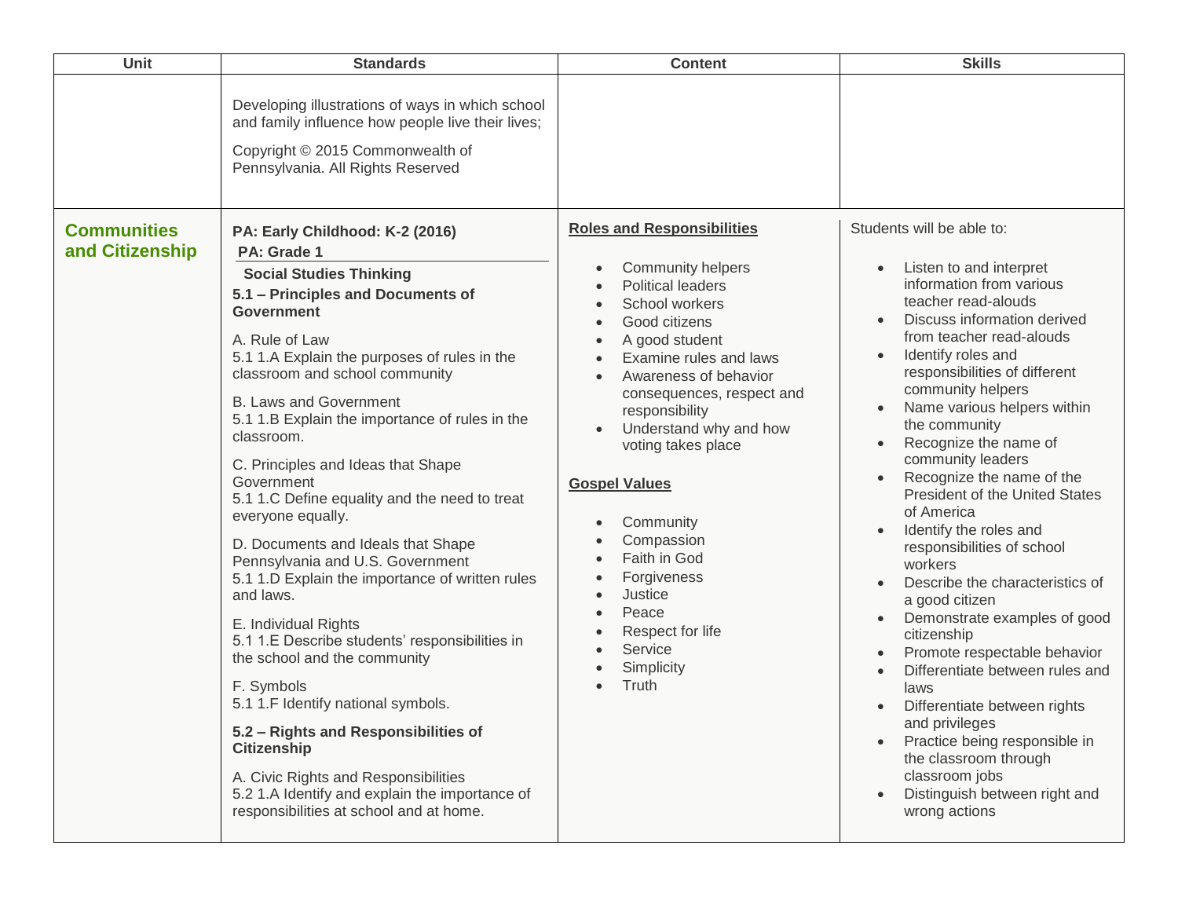| Unit | Standards | Content | Skills |
|---|---|---|---|
| | Developing illustrations of ways in which school and family influence how people live their lives;<br><br>Copyright © 2015 Commonwealth of Pennsylvania. All Rights Reserved | | |
| **Communities and Citizenship** | **PA: Early Childhood: K-2 (2016)**<br>**PA: Grade 1**<br>**Social Studies Thinking**<br>**5.1 – Principles and Documents of Government**<br><br>A. Rule of Law<br>5.1 1.A Explain the purposes of rules in the classroom and school community<br><br>B. Laws and Government<br>5.1 1.B Explain the importance of rules in the classroom.<br><br>C. Principles and Ideas that Shape Government<br>5.1 1.C Define equality and the need to treat everyone equally.<br><br>D. Documents and Ideals that Shape Pennsylvania and U.S. Government<br>5.1 1.D Explain the importance of written rules and laws.<br><br>E. Individual Rights<br>5.1 1.E Describe students' responsibilities in the school and the community<br><br>F. Symbols<br>5.1 1.F Identify national symbols.<br><br>**5.2 – Rights and Responsibilities of Citizenship**<br><br>A. Civic Rights and Responsibilities<br>5.2 1.A Identify and explain the importance of responsibilities at school and at home. | **Roles and Responsibilities**<br><br>• Community helpers<br>• Political leaders<br>• School workers<br>• Good citizens<br>• A good student<br>• Examine rules and laws<br>• Awareness of behavior consequences, respect and responsibility<br>• Understand why and how voting takes place<br><br>**Gospel Values**<br><br>• Community<br>• Compassion<br>• Faith in God<br>• Forgiveness<br>• Justice<br>• Peace<br>• Respect for life<br>• Service<br>• Simplicity<br>• Truth | Students will be able to:<br><br>• Listen to and interpret information from various teacher read-alouds<br>• Discuss information derived from teacher read-alouds<br>• Identify roles and responsibilities of different community helpers<br>• Name various helpers within the community<br>• Recognize the name of community leaders<br>• Recognize the name of the President of the United States of America<br>• Identify the roles and responsibilities of school workers<br>• Describe the characteristics of a good citizen<br>• Demonstrate examples of good citizenship<br>• Promote respectable behavior<br>• Differentiate between rules and laws<br>• Differentiate between rights and privileges<br>• Practice being responsible in the classroom through classroom jobs<br>• Distinguish between right and wrong actions |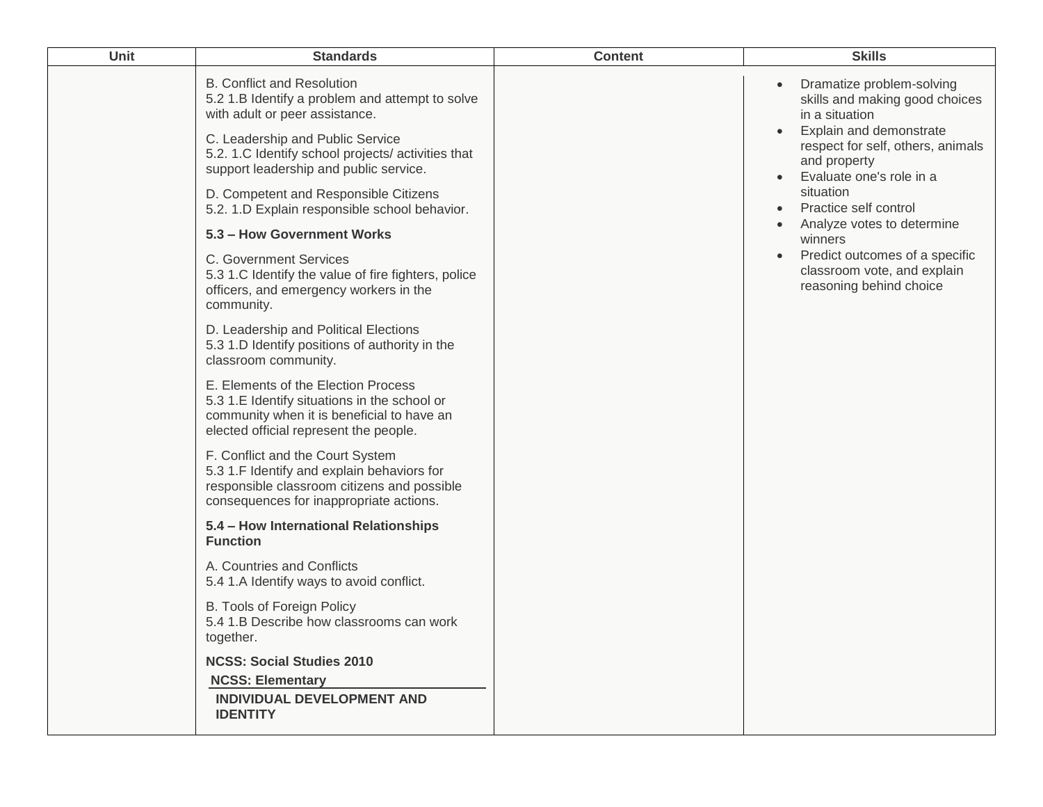| Unit | Standards | Content | Skills |
|---|---|---|---|
| | B. Conflict and Resolution<br>5.2 1.B Identify a problem and attempt to solve with adult or peer assistance.<br><br>C. Leadership and Public Service<br>5.2. 1.C Identify school projects/ activities that support leadership and public service.<br><br>D. Competent and Responsible Citizens<br>5.2. 1.D Explain responsible school behavior.<br><br>**5.3 – How Government Works**<br><br>C. Government Services<br>5.3 1.C Identify the value of fire fighters, police officers, and emergency workers in the community.<br><br>D. Leadership and Political Elections<br>5.3 1.D Identify positions of authority in the classroom community.<br><br>E. Elements of the Election Process<br>5.3 1.E Identify situations in the school or community when it is beneficial to have an elected official represent the people.<br><br>F. Conflict and the Court System<br>5.3 1.F Identify and explain behaviors for responsible classroom citizens and possible consequences for inappropriate actions.<br><br>**5.4 – How International Relationships Function**<br><br>A. Countries and Conflicts<br>5.4 1.A Identify ways to avoid conflict.<br><br>B. Tools of Foreign Policy<br>5.4 1.B Describe how classrooms can work together.<br><br>**NCSS: Social Studies 2010**<br>**NCSS: Elementary**<br>**INDIVIDUAL DEVELOPMENT AND IDENTITY** | | • Dramatize problem-solving skills and making good choices in a situation<br>• Explain and demonstrate respect for self, others, animals and property<br>• Evaluate one's role in a situation<br>• Practice self control<br>• Analyze votes to determine winners<br>• Predict outcomes of a specific classroom vote, and explain reasoning behind choice |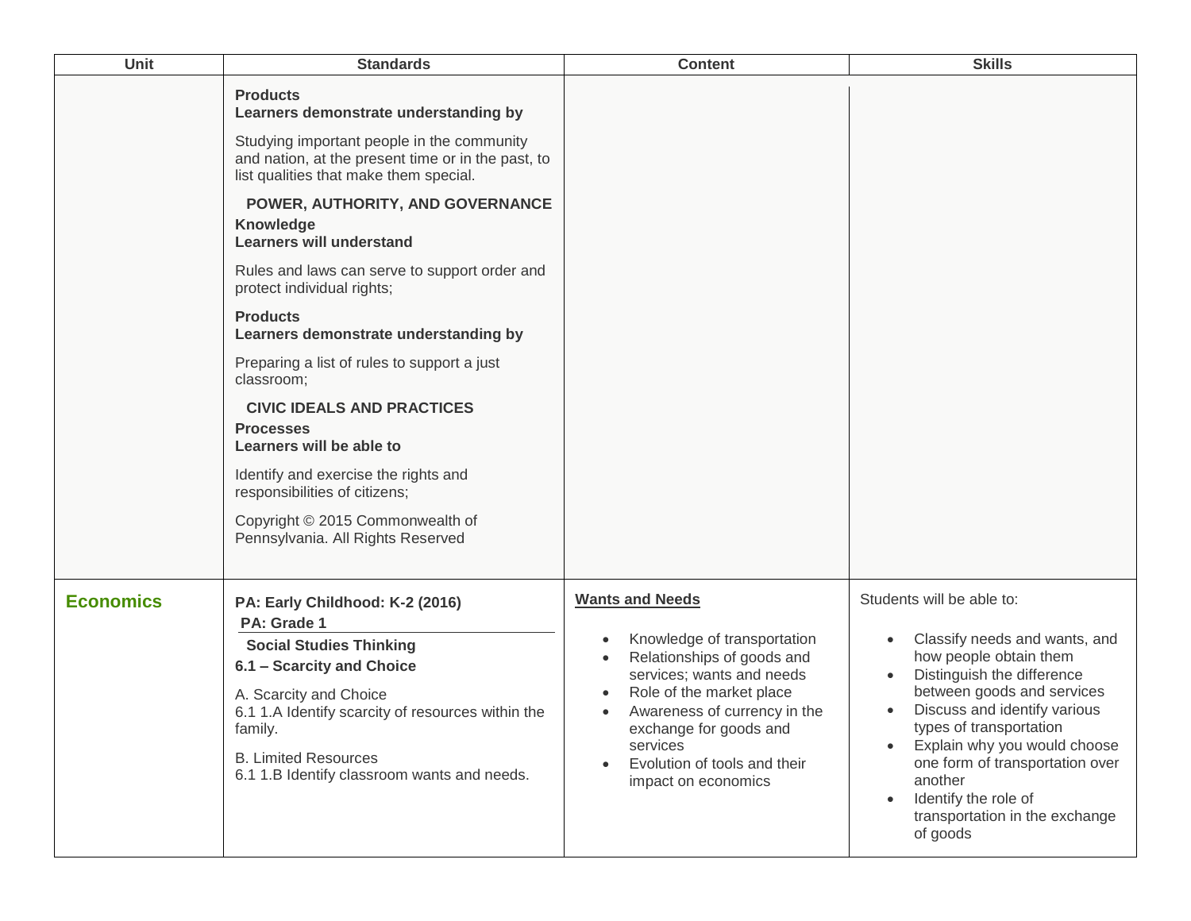| Unit | Standards | Content | Skills |
| --- | --- | --- | --- |
| | **Products**<br>**Learners demonstrate understanding by**<br><br>Studying important people in the community and nation, at the present time or in the past, to list qualities that make them special.<br><br>**POWER, AUTHORITY, AND GOVERNANCE**<br>**Knowledge**<br>**Learners will understand**<br><br>Rules and laws can serve to support order and protect individual rights;<br><br>**Products**<br>**Learners demonstrate understanding by**<br><br>Preparing a list of rules to support a just classroom;<br><br>**CIVIC IDEALS AND PRACTICES**<br>**Processes**<br>**Learners will be able to**<br><br>Identify and exercise the rights and responsibilities of citizens;<br><br>Copyright © 2015 Commonwealth of Pennsylvania. All Rights Reserved | | |
| **Economics** | **PA: Early Childhood: K-2 (2016)**<br>**PA: Grade 1**<br>**Social Studies Thinking**<br>**6.1 – Scarcity and Choice**<br><br>A. Scarcity and Choice<br>6.1 1.A Identify scarcity of resources within the family.<br><br>B. Limited Resources<br>6.1 1.B Identify classroom wants and needs. | **Wants and Needs**<br><br>• Knowledge of transportation<br>• Relationships of goods and services; wants and needs<br>• Role of the market place<br>• Awareness of currency in the exchange for goods and services<br>• Evolution of tools and their impact on economics | Students will be able to:<br><br>• Classify needs and wants, and how people obtain them<br>• Distinguish the difference between goods and services<br>• Discuss and identify various types of transportation<br>• Explain why you would choose one form of transportation over another<br>• Identify the role of transportation in the exchange of goods |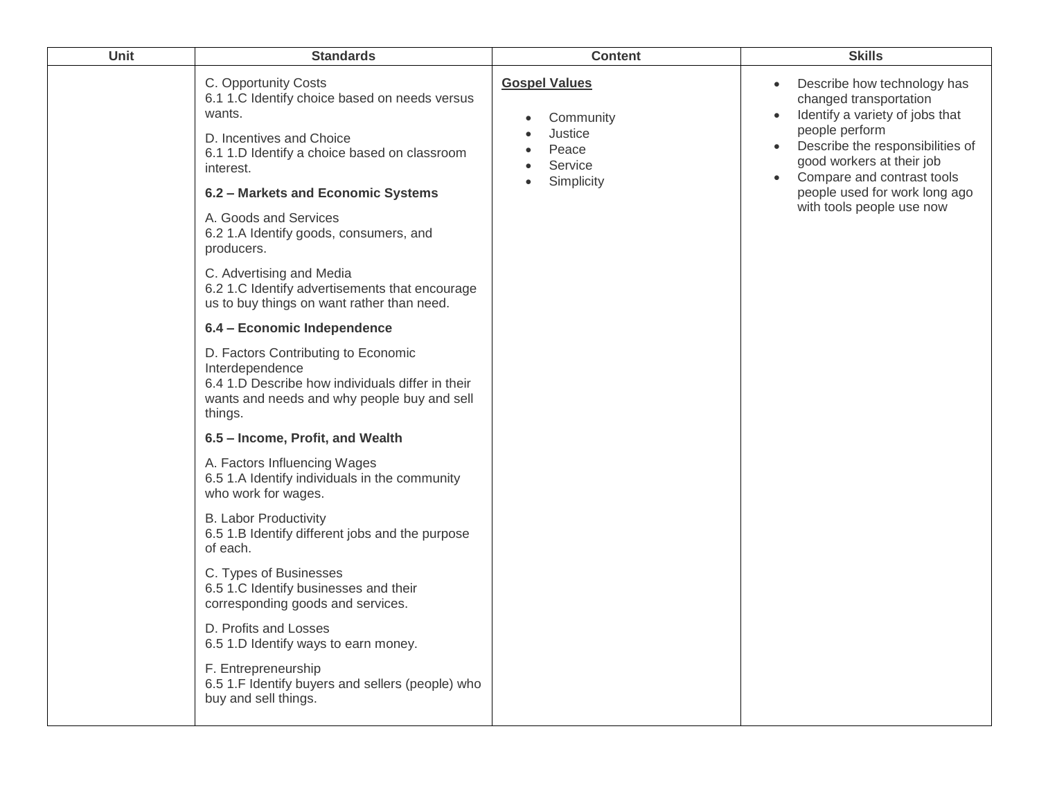| Unit | Standards | Content | Skills |
|---|---|---|---|
| | C. Opportunity Costs<br>6.1 1.C Identify choice based on needs versus wants.<br><br>D. Incentives and Choice<br>6.1 1.D Identify a choice based on classroom interest.<br><br>**6.2 – Markets and Economic Systems**<br><br>A. Goods and Services<br>6.2 1.A Identify goods, consumers, and producers.<br><br>C. Advertising and Media<br>6.2 1.C Identify advertisements that encourage us to buy things on want rather than need.<br><br>**6.4 – Economic Independence**<br><br>D. Factors Contributing to Economic Interdependence<br>6.4 1.D Describe how individuals differ in their wants and needs and why people buy and sell things.<br><br>**6.5 – Income, Profit, and Wealth**<br><br>A. Factors Influencing Wages<br>6.5 1.A Identify individuals in the community who work for wages.<br><br>B. Labor Productivity<br>6.5 1.B Identify different jobs and the purpose of each.<br><br>C. Types of Businesses<br>6.5 1.C Identify businesses and their corresponding goods and services.<br><br>D. Profits and Losses<br>6.5 1.D Identify ways to earn money.<br><br>F. Entrepreneurship<br>6.5 1.F Identify buyers and sellers (people) who buy and sell things. | **Gospel Values**<br><br>• Community<br>• Justice<br>• Peace<br>• Service<br>• Simplicity | • Describe how technology has changed transportation<br>• Identify a variety of jobs that people perform<br>• Describe the responsibilities of good workers at their job<br>• Compare and contrast tools people used for work long ago with tools people use now |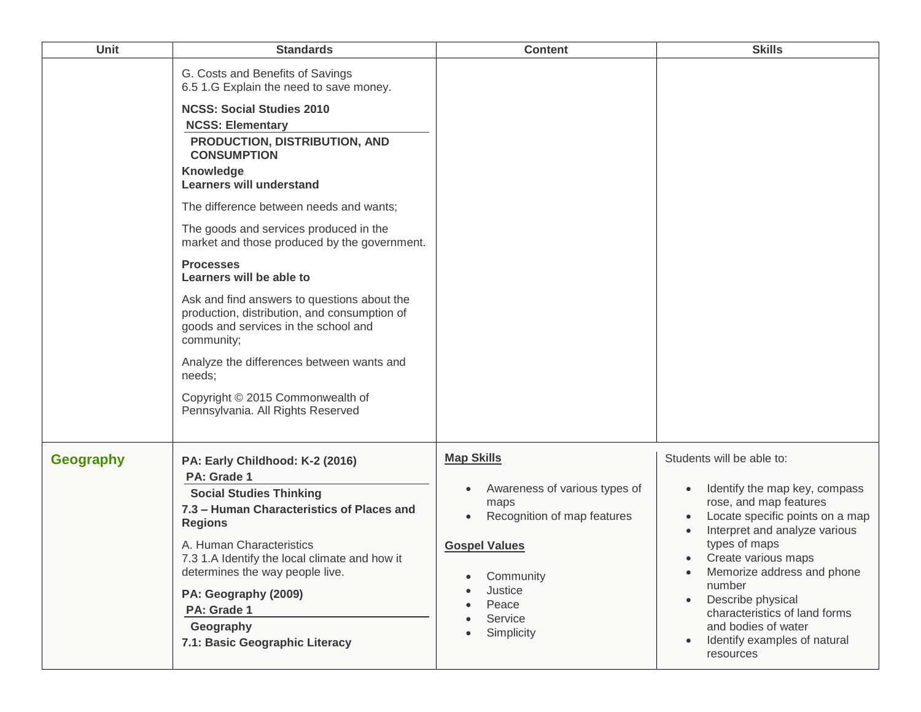| Unit | Standards | Content | Skills |
|---|---|---|---|
| | G. Costs and Benefits of Savings<br>6.5 1.G Explain the need to save money.<br>**NCSS: Social Studies 2010**<br>**NCSS: Elementary**<br>**PRODUCTION, DISTRIBUTION, AND CONSUMPTION**<br>**Knowledge**<br>**Learners will understand**<br>The difference between needs and wants;<br>The goods and services produced in the market and those produced by the government.<br>**Processes**<br>**Learners will be able to**<br>Ask and find answers to questions about the production, distribution, and consumption of goods and services in the school and community;<br>Analyze the differences between wants and needs;<br>Copyright © 2015 Commonwealth of Pennsylvania. All Rights Reserved | | |
| **Geography** | **PA: Early Childhood: K-2 (2016)**<br>**PA: Grade 1**<br>**Social Studies Thinking**<br>**7.3 – Human Characteristics of Places and Regions**<br>A. Human Characteristics<br>7.3 1.A Identify the local climate and how it determines the way people live.<br>**PA: Geography (2009)**<br>**PA: Grade 1**<br>**Geography**<br>**7.1: Basic Geographic Literacy** | **Map Skills**<br>• Awareness of various types of maps<br>• Recognition of map features<br>**Gospel Values**<br>• Community<br>• Justice<br>• Peace<br>• Service<br>• Simplicity | Students will be able to:<br>• Identify the map key, compass rose, and map features<br>• Locate specific points on a map<br>• Interpret and analyze various types of maps<br>• Create various maps<br>• Memorize address and phone number<br>• Describe physical characteristics of land forms and bodies of water<br>• Identify examples of natural resources |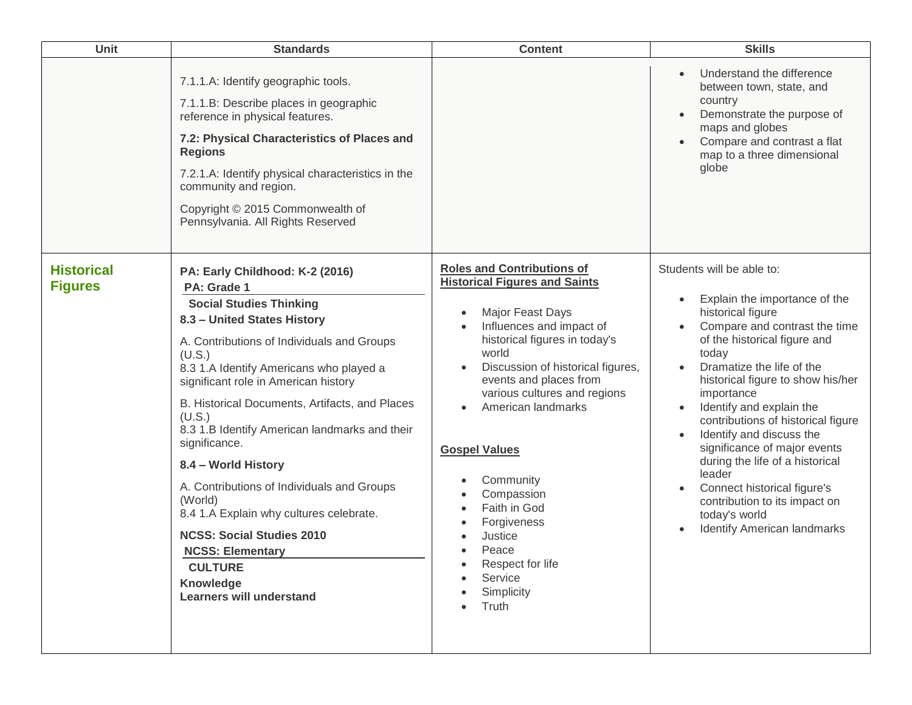| Unit | Standards | Content | Skills |
|---|---|---|---|
| | 7.1.1.A: Identify geographic tools.<br><br>7.1.1.B: Describe places in geographic reference in physical features.<br><br>**7.2: Physical Characteristics of Places and Regions**<br><br>7.2.1.A: Identify physical characteristics in the community and region.<br><br>Copyright © 2015 Commonwealth of Pennsylvania. All Rights Reserved | | • Understand the difference between town, state, and country<br>• Demonstrate the purpose of maps and globes<br>• Compare and contrast a flat map to a three dimensional globe |
| **Historical Figures** | **PA: Early Childhood: K-2 (2016)**<br>**PA: Grade 1**<br>**Social Studies Thinking**<br>**8.3 – United States History**<br><br>A. Contributions of Individuals and Groups (U.S.)<br>8.3 1.A Identify Americans who played a significant role in American history<br><br>B. Historical Documents, Artifacts, and Places (U.S.)<br>8.3 1.B Identify American landmarks and their significance.<br><br>**8.4 – World History**<br><br>A. Contributions of Individuals and Groups (World)<br>8.4 1.A Explain why cultures celebrate.<br><br>**NCSS: Social Studies 2010**<br>**NCSS: Elementary**<br>**CULTURE**<br>**Knowledge**<br>**Learners will understand** | **Roles and Contributions of Historical Figures and Saints**<br><br>• Major Feast Days<br>• Influences and impact of historical figures in today's world<br>• Discussion of historical figures, events and places from various cultures and regions<br>• American landmarks<br><br>**Gospel Values**<br><br>• Community<br>• Compassion<br>• Faith in God<br>• Forgiveness<br>• Justice<br>• Peace<br>• Respect for life<br>• Service<br>• Simplicity<br>• Truth | Students will be able to:<br><br>• Explain the importance of the historical figure<br>• Compare and contrast the time of the historical figure and today<br>• Dramatize the life of the historical figure to show his/her importance<br>• Identify and explain the contributions of historical figure<br>• Identify and discuss the significance of major events during the life of a historical leader<br>• Connect historical figure's contribution to its impact on today's world<br>• Identify American landmarks |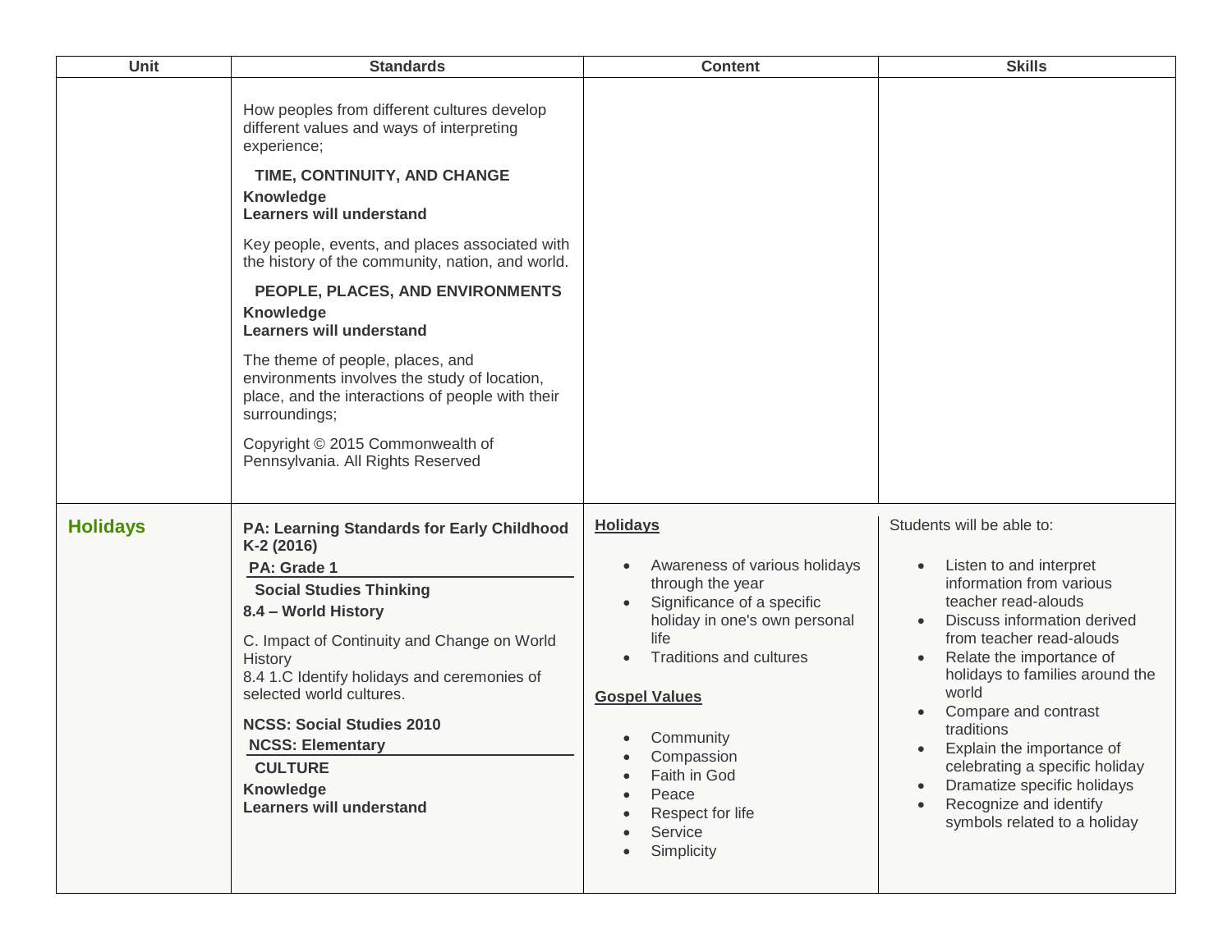| Unit | Standards | Content | Skills |
| --- | --- | --- | --- |
| | How peoples from different cultures develop different values and ways of interpreting experience;<br><br>**TIME, CONTINUITY, AND CHANGE**<br>**Knowledge**<br>**Learners will understand**<br><br>Key people, events, and places associated with the history of the community, nation, and world.<br><br>**PEOPLE, PLACES, AND ENVIRONMENTS**<br>**Knowledge**<br>**Learners will understand**<br><br>The theme of people, places, and environments involves the study of location, place, and the interactions of people with their surroundings;<br><br>Copyright © 2015 Commonwealth of Pennsylvania. All Rights Reserved | | |
| **Holidays** | **PA: Learning Standards for Early Childhood K-2 (2016)**<br>**PA: Grade 1**<br>**Social Studies Thinking**<br>**8.4 – World History**<br><br>C. Impact of Continuity and Change on World History<br>8.4 1.C Identify holidays and ceremonies of selected world cultures.<br><br>**NCSS: Social Studies 2010**<br>**NCSS: Elementary**<br>**CULTURE**<br>**Knowledge**<br>**Learners will understand** | **Holidays**<br><br>• Awareness of various holidays through the year<br>• Significance of a specific holiday in one's own personal life<br>• Traditions and cultures<br><br>**Gospel Values**<br><br>• Community<br>• Compassion<br>• Faith in God<br>• Peace<br>• Respect for life<br>• Service<br>• Simplicity | Students will be able to:<br><br>• Listen to and interpret information from various teacher read-alouds<br>• Discuss information derived from teacher read-alouds<br>• Relate the importance of holidays to families around the world<br>• Compare and contrast traditions<br>• Explain the importance of celebrating a specific holiday<br>• Dramatize specific holidays<br>• Recognize and identify symbols related to a holiday |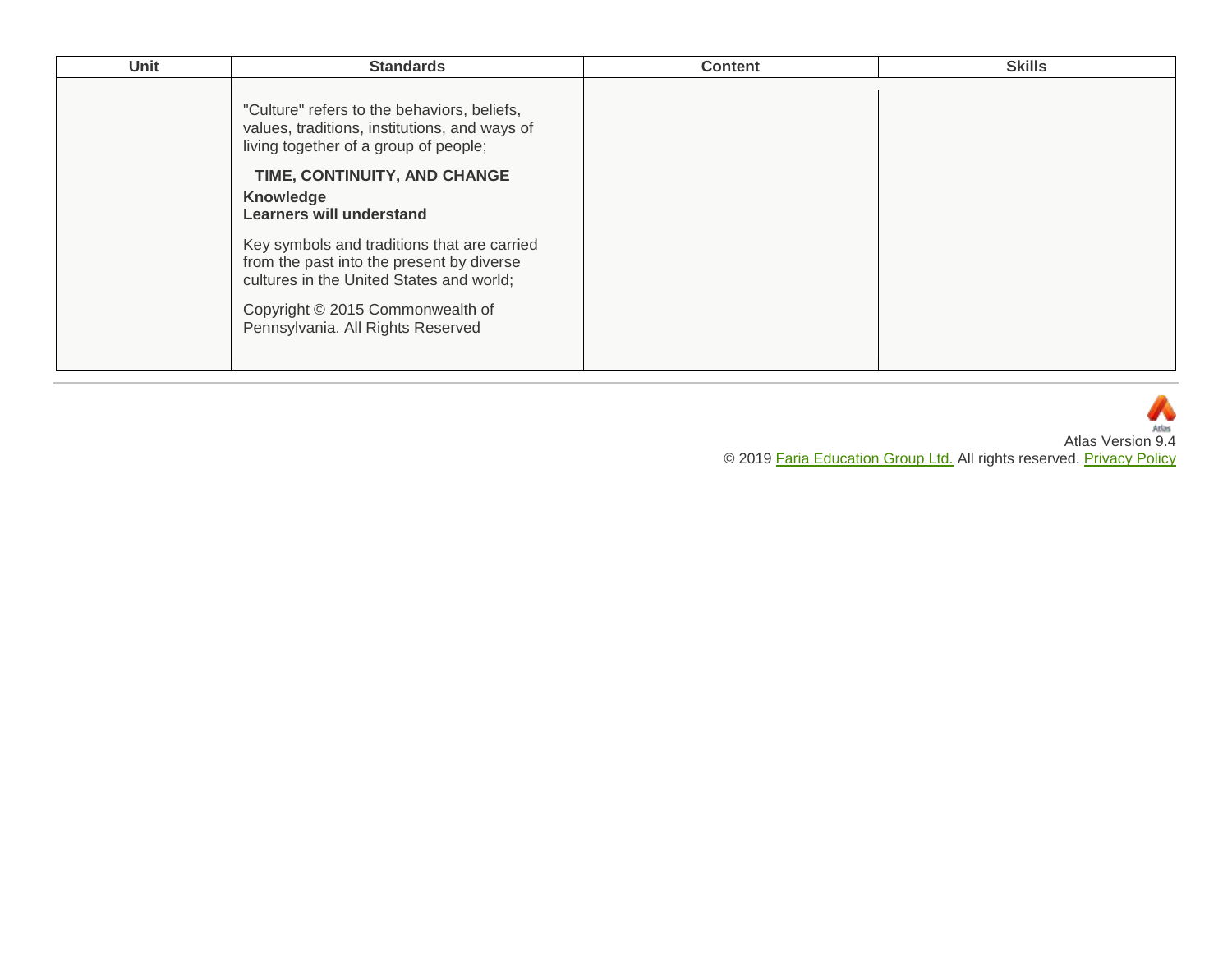| Unit | Standards | Content | Skills |
| --- | --- | --- | --- |
| | "Culture" refers to the behaviors, beliefs, values, traditions, institutions, and ways of living together of a group of people;<br><br>**TIME, CONTINUITY, AND CHANGE**<br>**Knowledge**<br>**Learners will understand**<br><br>Key symbols and traditions that are carried from the past into the present by diverse cultures in the United States and world;<br><br>Copyright © 2015 Commonwealth of Pennsylvania. All Rights Reserved | | |

Atlas Version 9.4
© 2019 Faria Education Group Ltd. All rights reserved. Privacy Policy